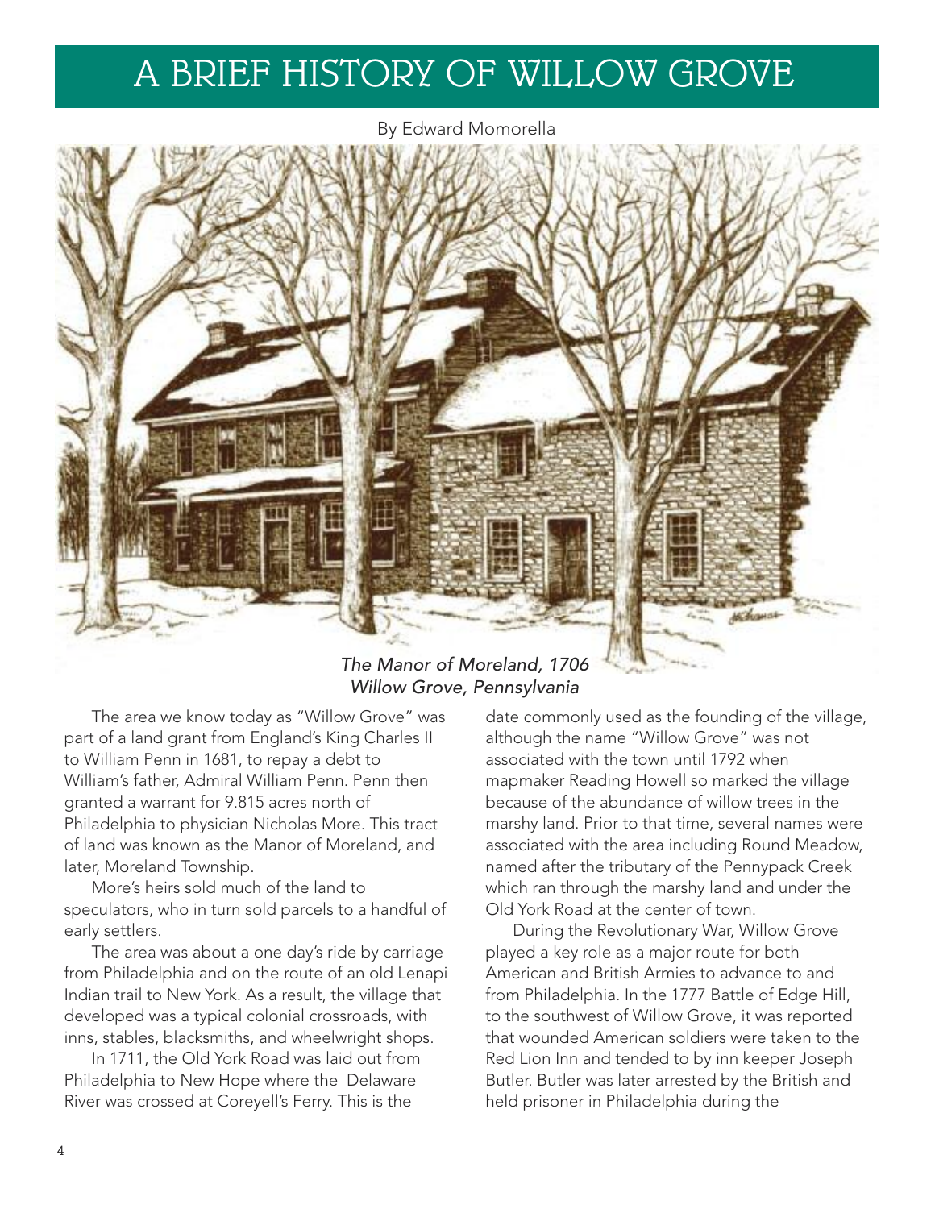# A BRIEF HISTORY OF WILLOW GROVE

By Edward Momorella

*The Manor of Moreland, 1706*
*Willow Grove, Pennsylvania*

The area we know today as "Willow Grove" was part of a land grant from England's King Charles II to William Penn in 1681, to repay a debt to William's father, Admiral William Penn. Penn then granted a warrant for 9.815 acres north of Philadelphia to physician Nicholas More. This tract of land was known as the Manor of Moreland, and later, Moreland Township.

More's heirs sold much of the land to speculators, who in turn sold parcels to a handful of early settlers.

The area was about a one day's ride by carriage from Philadelphia and on the route of an old Lenapi Indian trail to New York. As a result, the village that developed was a typical colonial crossroads, with inns, stables, blacksmiths, and wheelwright shops.

In 1711, the Old York Road was laid out from Philadelphia to New Hope where the Delaware River was crossed at Coreyell's Ferry. This is the date commonly used as the founding of the village, although the name "Willow Grove" was not associated with the town until 1792 when mapmaker Reading Howell so marked the village because of the abundance of willow trees in the marshy land. Prior to that time, several names were associated with the area including Round Meadow, named after the tributary of the Pennypack Creek which ran through the marshy land and under the Old York Road at the center of town.

During the Revolutionary War, Willow Grove played a key role as a major route for both American and British Armies to advance to and from Philadelphia. In the 1777 Battle of Edge Hill, to the southwest of Willow Grove, it was reported that wounded American soldiers were taken to the Red Lion Inn and tended to by inn keeper Joseph Butler. Butler was later arrested by the British and held prisoner in Philadelphia during the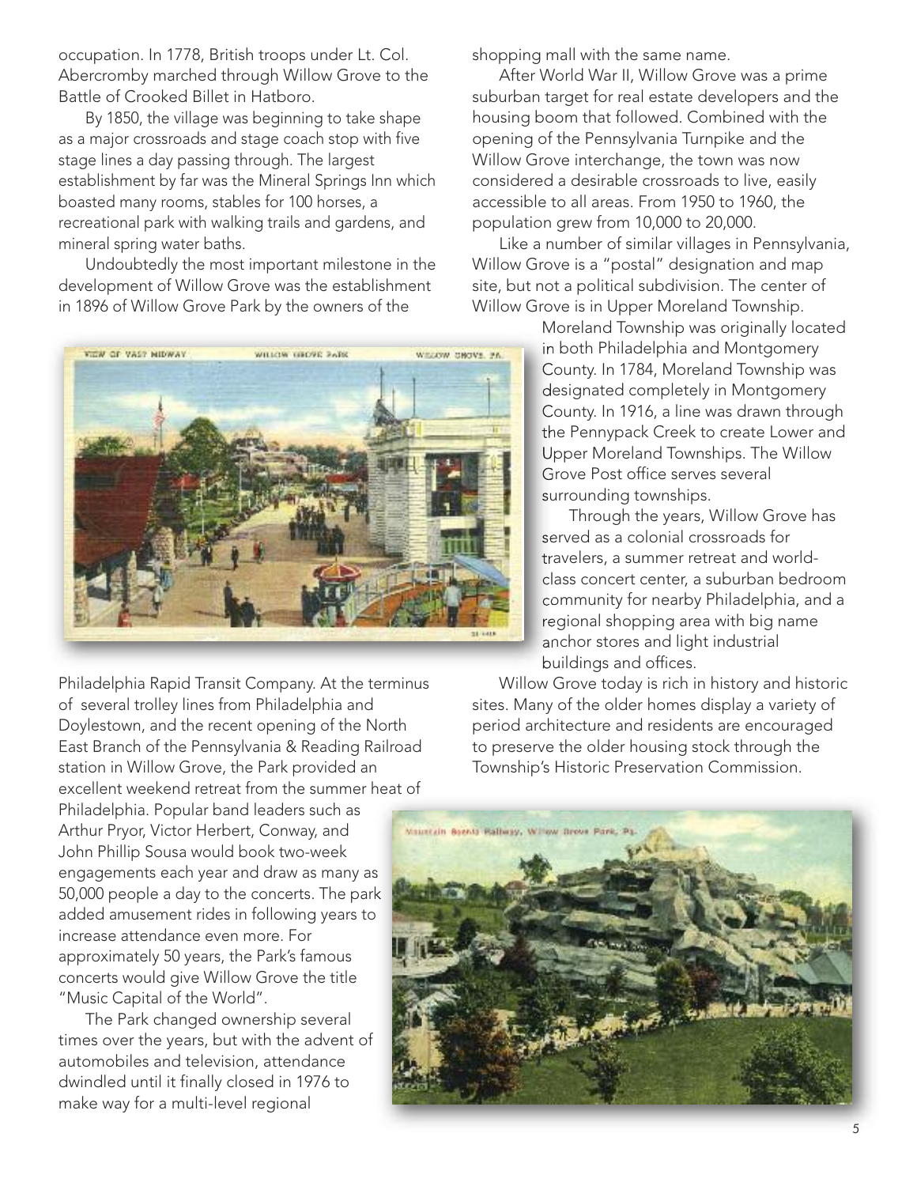occupation. In 1778, British troops under Lt. Col. Abercromby marched through Willow Grove to the Battle of Crooked Billet in Hatboro.

By 1850, the village was beginning to take shape as a major crossroads and stage coach stop with five stage lines a day passing through. The largest establishment by far was the Mineral Springs Inn which boasted many rooms, stables for 100 horses, a recreational park with walking trails and gardens, and mineral spring water baths.

Undoubtedly the most important milestone in the development of Willow Grove was the establishment in 1896 of Willow Grove Park by the owners of the Philadelphia Rapid Transit Company. At the terminus of several trolley lines from Philadelphia and Doylestown, and the recent opening of the North East Branch of the Pennsylvania & Reading Railroad station in Willow Grove, the Park provided an excellent weekend retreat from the summer heat of Philadelphia. Popular band leaders such as Arthur Pryor, Victor Herbert, Conway, and John Phillip Sousa would book two-week engagements each year and draw as many as 50,000 people a day to the concerts. The park added amusement rides in following years to increase attendance even more. For approximately 50 years, the Park's famous concerts would give Willow Grove the title "Music Capital of the World".

The Park changed ownership several times over the years, but with the advent of automobiles and television, attendance dwindled until it finally closed in 1976 to make way for a multi-level regional shopping mall with the same name.

After World War II, Willow Grove was a prime suburban target for real estate developers and the housing boom that followed. Combined with the opening of the Pennsylvania Turnpike and the Willow Grove interchange, the town was now considered a desirable crossroads to live, easily accessible to all areas. From 1950 to 1960, the population grew from 10,000 to 20,000.

Like a number of similar villages in Pennsylvania, Willow Grove is a "postal" designation and map site, but not a political subdivision. The center of Willow Grove is in Upper Moreland Township.

Moreland Township was originally located in both Philadelphia and Montgomery County. In 1784, Moreland Township was designated completely in Montgomery County. In 1916, a line was drawn through the Pennypack Creek to create Lower and Upper Moreland Townships. The Willow Grove Post office serves several surrounding townships.

Through the years, Willow Grove has served as a colonial crossroads for travelers, a summer retreat and world-class concert center, a suburban bedroom community for nearby Philadelphia, and a regional shopping area with big name anchor stores and light industrial buildings and offices.

Willow Grove today is rich in history and historic sites. Many of the older homes display a variety of period architecture and residents are encouraged to preserve the older housing stock through the Township's Historic Preservation Commission.